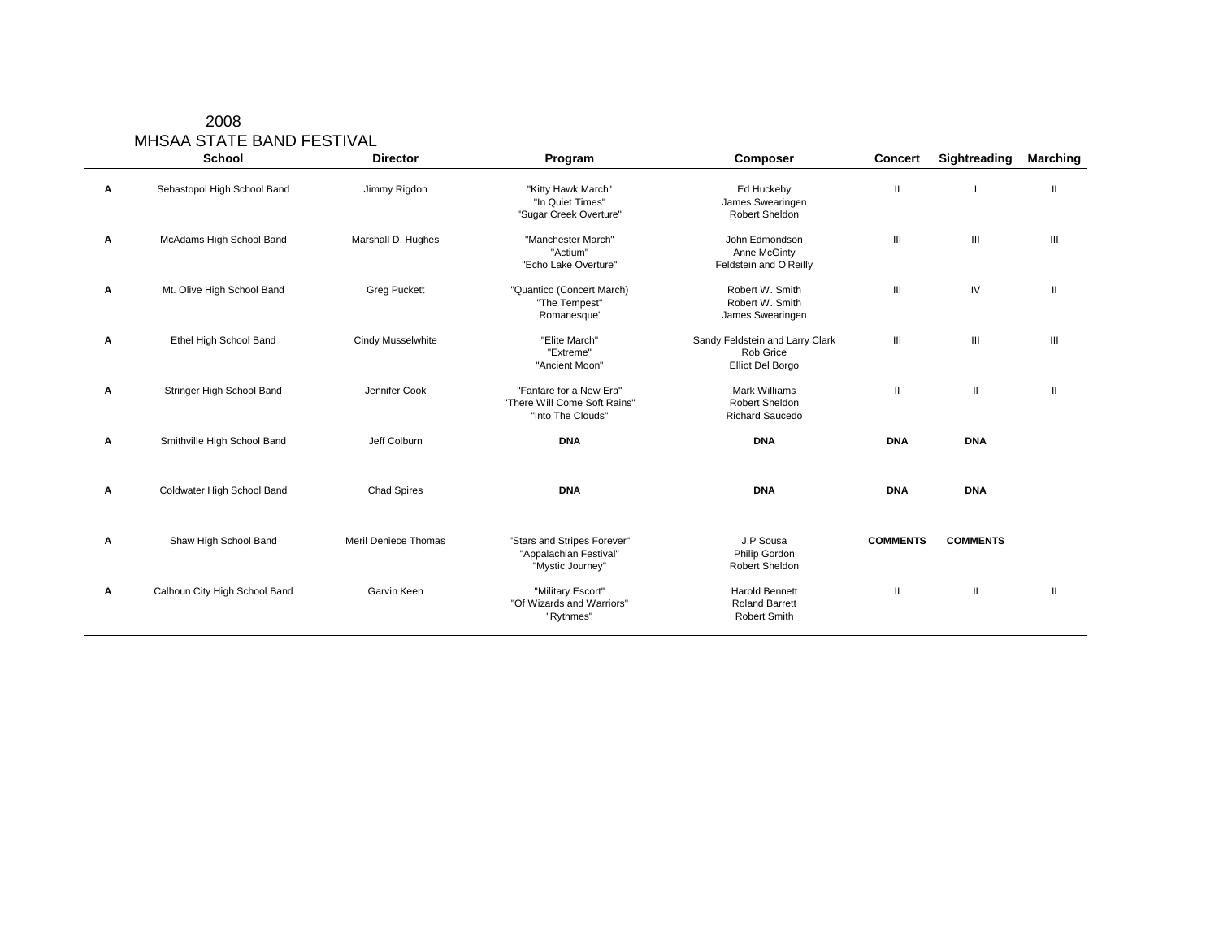# 2008
## MHSAA STATE BAND FESTIVAL

| | School | Director | Program | Composer | Concert | Sightreading | Marching |
|---|---|---|---|---|---|---|---|
| A | Sebastopol High School Band | Jimmy Rigdon | "Kitty Hawk March"<br>"In Quiet Times"<br>"Sugar Creek Overture" | Ed Huckeby<br>James Swearingen<br>Robert Sheldon | II | I | II |
| A | McAdams High School Band | Marshall D. Hughes | "Manchester March"<br>"Actium"<br>"Echo Lake Overture" | John Edmondson<br>Anne McGinty<br>Feldstein and O'Reilly | III | III | III |
| A | Mt. Olive High School Band | Greg Puckett | "Quantico (Concert March)<br>"The Tempest"<br>Romanesque' | Robert W. Smith<br>Robert W. Smith<br>James Swearingen | III | IV | II |
| A | Ethel High School Band | Cindy Musselwhite | "Elite March"<br>"Extreme"<br>"Ancient Moon" | Sandy Feldstein and Larry Clark<br>Rob Grice<br>Elliot Del Borgo | III | III | III |
| A | Stringer High School Band | Jennifer Cook | "Fanfare for a New Era"<br>"There Will Come Soft Rains"<br>"Into The Clouds" | Mark Williams<br>Robert Sheldon<br>Richard Saucedo | II | II | II |
| A | Smithville High School Band | Jeff Colburn | **DNA** | **DNA** | **DNA** | **DNA** | |
| A | Coldwater High School Band | Chad Spires | **DNA** | **DNA** | **DNA** | **DNA** | |
| A | Shaw High School Band | Meril Deniece Thomas | "Stars and Stripes Forever"<br>"Appalachian Festival"<br>"Mystic Journey" | J.P Sousa<br>Philip Gordon<br>Robert Sheldon | **COMMENTS** | **COMMENTS** | |
| A | Calhoun City High School Band | Garvin Keen | "Military Escort"<br>"Of Wizards and Warriors"<br>"Rythmes" | Harold Bennett<br>Roland Barrett<br>Robert Smith | II | II | II |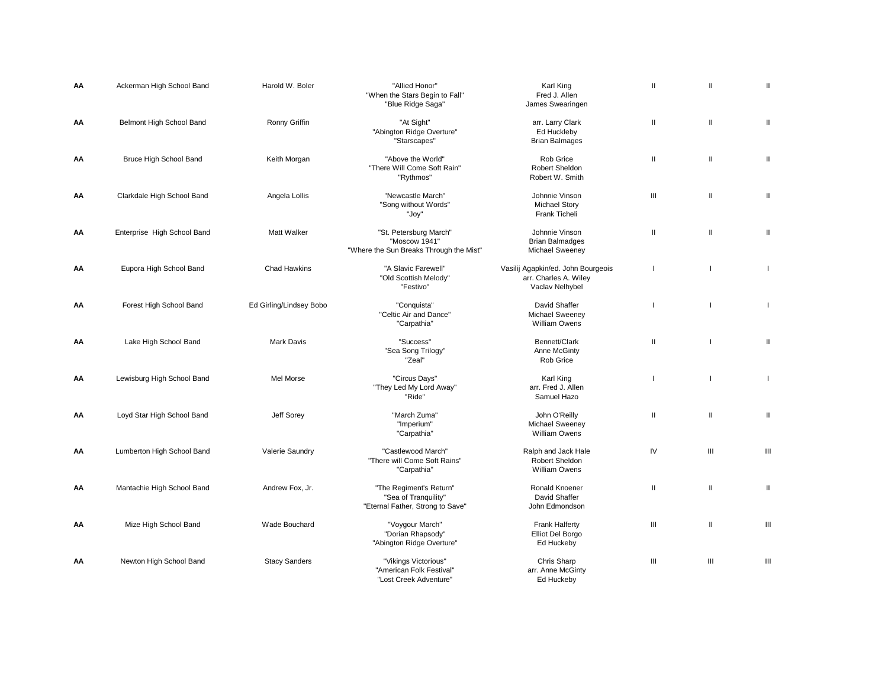| | | | | | | | |
|---|---|---|---|---|---|---|---|
| **AA** | Ackerman High School Band | Harold W. Boler | "Allied Honor"<br>"When the Stars Begin to Fall"<br>"Blue Ridge Saga" | Karl King<br>Fred J. Allen<br>James Swearingen | II | II | II |
| **AA** | Belmont High School Band | Ronny Griffin | "At Sight"<br>"Abington Ridge Overture"<br>"Starscapes" | arr. Larry Clark<br>Ed Huckleby<br>Brian Balmages | II | II | II |
| **AA** | Bruce High School Band | Keith Morgan | "Above the World"<br>"There Will Come Soft Rain"<br>"Rythmos" | Rob Grice<br>Robert Sheldon<br>Robert W. Smith | II | II | II |
| **AA** | Clarkdale High School Band | Angela Lollis | "Newcastle March"<br>"Song without Words"<br>"Joy" | Johnnie Vinson<br>Michael Story<br>Frank Ticheli | III | II | II |
| **AA** | Enterprise High School Band | Matt Walker | "St. Petersburg March"<br>"Moscow 1941"<br>"Where the Sun Breaks Through the Mist" | Johnnie Vinson<br>Brian Balmadges<br>Michael Sweeney | II | II | II |
| **AA** | Eupora High School Band | Chad Hawkins | "A Slavic Farewell"<br>"Old Scottish Melody"<br>"Festivo" | Vasilij Agapkin/ed. John Bourgeois<br>arr. Charles A. Wiley<br>Vaclav Nelhybel | I | I | I |
| **AA** | Forest High School Band | Ed Girling/Lindsey Bobo | "Conquista"<br>"Celtic Air and Dance"<br>"Carpathia" | David Shaffer<br>Michael Sweeney<br>William Owens | I | I | I |
| **AA** | Lake High School Band | Mark Davis | "Success"<br>"Sea Song Trilogy"<br>"Zeal" | Bennett/Clark<br>Anne McGinty<br>Rob Grice | II | I | II |
| **AA** | Lewisburg High School Band | Mel Morse | "Circus Days"<br>"They Led My Lord Away"<br>"Ride" | Karl King<br>arr. Fred J. Allen<br>Samuel Hazo | I | I | I |
| **AA** | Loyd Star High School Band | Jeff Sorey | "March Zuma"<br>"Imperium"<br>"Carpathia" | John O'Reilly<br>Michael Sweeney<br>William Owens | II | II | II |
| **AA** | Lumberton High School Band | Valerie Saundry | "Castlewood March"<br>"There will Come Soft Rains"<br>"Carpathia" | Ralph and Jack Hale<br>Robert Sheldon<br>William Owens | IV | III | III |
| **AA** | Mantachie High School Band | Andrew Fox, Jr. | "The Regiment's Return"<br>"Sea of Tranquility"<br>"Eternal Father, Strong to Save" | Ronald Knoener<br>David Shaffer<br>John Edmondson | II | II | II |
| **AA** | Mize High School Band | Wade Bouchard | "Voygour March"<br>"Dorian Rhapsody"<br>"Abington Ridge Overture" | Frank Halferty<br>Elliot Del Borgo<br>Ed Huckeby | III | II | III |
| **AA** | Newton High School Band | Stacy Sanders | "Vikings Victorious"<br>"American Folk Festival"<br>"Lost Creek Adventure" | Chris Sharp<br>arr. Anne McGinty<br>Ed Huckeby | III | III | III |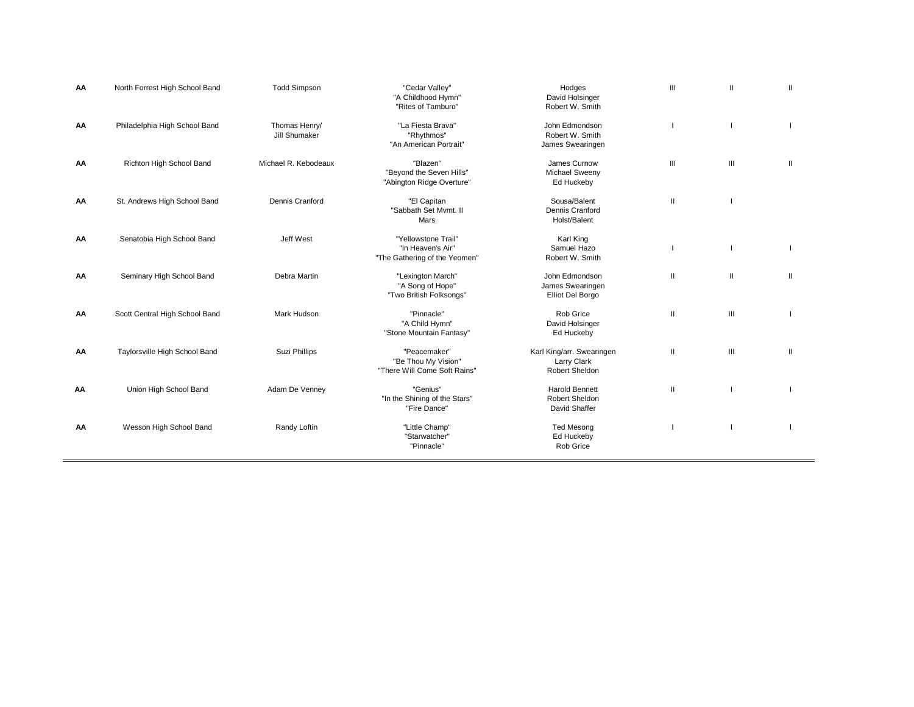| | | | | | | | |
|---|---|---|---|---|---|---|---|
| **AA** | North Forrest High School Band | Todd Simpson | "Cedar Valley"<br>"A Childhood Hymn"<br>"Rites of Tamburo" | Hodges<br>David Holsinger<br>Robert W. Smith | III | II | II |
| **AA** | Philadelphia High School Band | Thomas Henry/<br>Jill Shumaker | "La Fiesta Brava"<br>"Rhythmos"<br>"An American Portrait" | John Edmondson<br>Robert W. Smith<br>James Swearingen | I | I | I |
| **AA** | Richton High School Band | Michael R. Kebodeaux | "Blazen"<br>"Beyond the Seven Hills"<br>"Abington Ridge Overture" | James Curnow<br>Michael Sweeny<br>Ed Huckeby | III | III | II |
| **AA** | St. Andrews High School Band | Dennis Cranford | "El Capitan<br>"Sabbath Set Mvmt. II<br>Mars | Sousa/Balent<br>Dennis Cranford<br>Holst/Balent | II | I | |
| **AA** | Senatobia High School Band | Jeff West | "Yellowstone Trail"<br>"In Heaven's Air"<br>"The Gathering of the Yeomen" | Karl King<br>Samuel Hazo<br>Robert W. Smith | I | I | I |
| **AA** | Seminary High School Band | Debra Martin | "Lexington March"<br>"A Song of Hope"<br>"Two British Folksongs" | John Edmondson<br>James Swearingen<br>Elliot Del Borgo | II | II | II |
| **AA** | Scott Central High School Band | Mark Hudson | "Pinnacle"<br>"A Child Hymn"<br>"Stone Mountain Fantasy" | Rob Grice<br>David Holsinger<br>Ed Huckeby | II | III | I |
| **AA** | Taylorsville High School Band | Suzi Phillips | "Peacemaker"<br>"Be Thou My Vision"<br>"There Will Come Soft Rains" | Karl King/arr. Swearingen<br>Larry Clark<br>Robert Sheldon | II | III | II |
| **AA** | Union High School Band | Adam De Venney | "Genius"<br>"In the Shining of the Stars"<br>"Fire Dance" | Harold Bennett<br>Robert Sheldon<br>David Shaffer | II | I | I |
| **AA** | Wesson High School Band | Randy Loftin | "Little Champ"<br>"Starwatcher"<br>"Pinnacle" | Ted Mesong<br>Ed Huckeby<br>Rob Grice | I | I | I |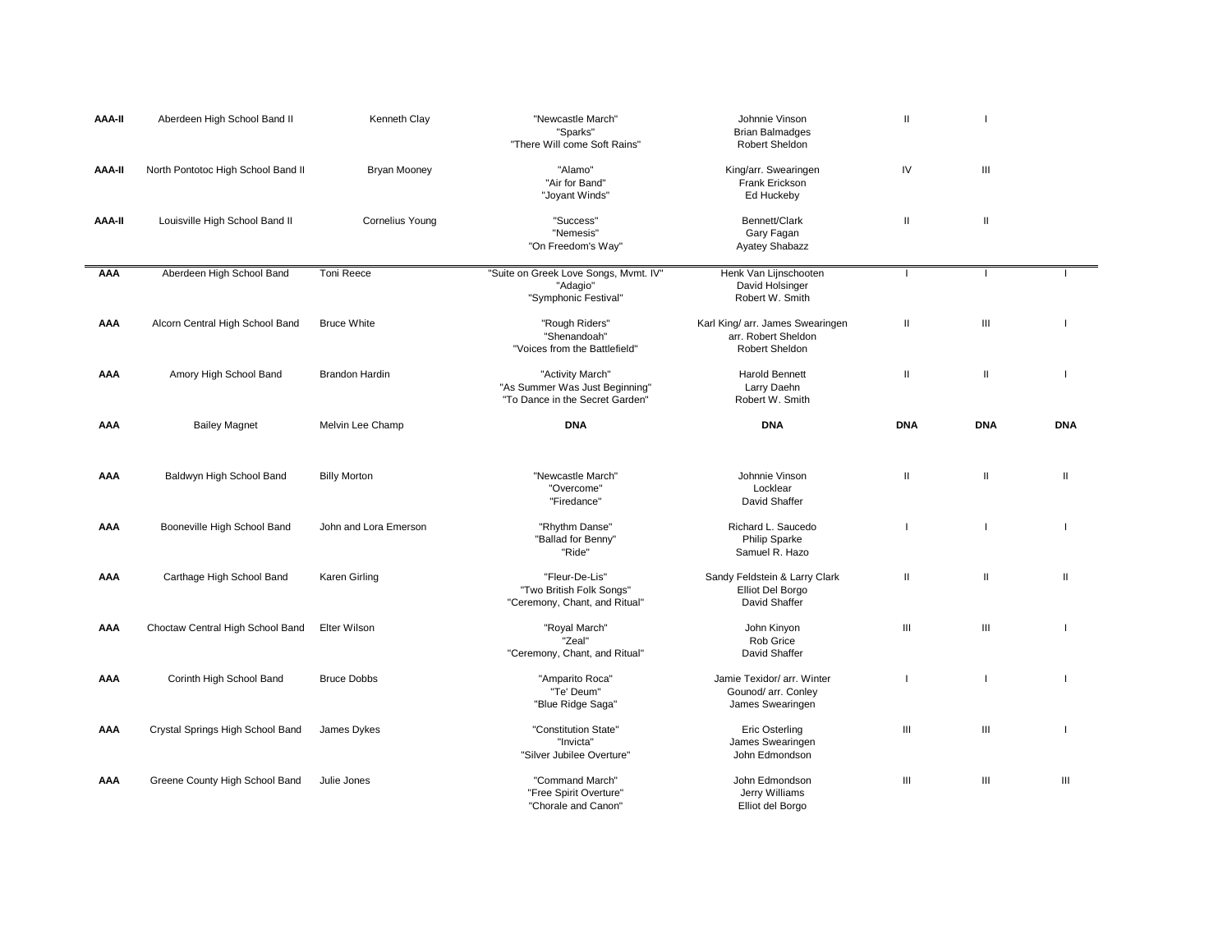| | | | | | | | |
|---|---|---|---|---|---|---|---|
| **AAA-II** | Aberdeen High School Band II | Kenneth Clay | "Newcastle March"<br>"Sparks"<br>"There Will come Soft Rains" | Johnnie Vinson<br>Brian Balmadges<br>Robert Sheldon | II | I | |
| **AAA-II** | North Pontotoc High School Band II | Bryan Mooney | "Alamo"<br>"Air for Band"<br>"Joyant Winds" | King/arr. Swearingen<br>Frank Erickson<br>Ed Huckeby | IV | III | |
| **AAA-II** | Louisville High School Band II | Cornelius Young | "Success"<br>"Nemesis"<br>"On Freedom's Way" | Bennett/Clark<br>Gary Fagan<br>Ayatey Shabazz | II | II | |
| **AAA** | Aberdeen High School Band | Toni Reece | "Suite on Greek Love Songs, Mvmt. IV"<br>"Adagio"<br>"Symphonic Festival" | Henk Van Lijnschooten<br>David Holsinger<br>Robert W. Smith | I | I | I |
| **AAA** | Alcorn Central High School Band | Bruce White | "Rough Riders"<br>"Shenandoah"<br>"Voices from the Battlefield" | Karl King/ arr. James Swearingen<br>arr. Robert Sheldon<br>Robert Sheldon | II | III | I |
| **AAA** | Amory High School Band | Brandon Hardin | "Activity March"<br>"As Summer Was Just Beginning"<br>"To Dance in the Secret Garden" | Harold Bennett<br>Larry Daehn<br>Robert W. Smith | II | II | I |
| **AAA** | Bailey Magnet | Melvin Lee Champ | **DNA** | **DNA** | **DNA** | **DNA** | **DNA** |
| **AAA** | Baldwyn High School Band | Billy Morton | "Newcastle March"<br>"Overcome"<br>"Firedance" | Johnnie Vinson<br>Locklear<br>David Shaffer | II | II | II |
| **AAA** | Booneville High School Band | John and Lora Emerson | "Rhythm Danse"<br>"Ballad for Benny"<br>"Ride" | Richard L. Saucedo<br>Philip Sparke<br>Samuel R. Hazo | I | I | I |
| **AAA** | Carthage High School Band | Karen Girling | "Fleur-De-Lis"<br>"Two British Folk Songs"<br>"Ceremony, Chant, and Ritual" | Sandy Feldstein & Larry Clark<br>Elliot Del Borgo<br>David Shaffer | II | II | II |
| **AAA** | Choctaw Central High School Band | Elter Wilson | "Royal March"<br>"Zeal"<br>"Ceremony, Chant, and Ritual" | John Kinyon<br>Rob Grice<br>David Shaffer | III | III | I |
| **AAA** | Corinth High School Band | Bruce Dobbs | "Amparito Roca"<br>"Te' Deum"<br>"Blue Ridge Saga" | Jamie Texidor/ arr. Winter<br>Gounod/ arr. Conley<br>James Swearingen | I | I | I |
| **AAA** | Crystal Springs High School Band | James Dykes | "Constitution State"<br>"Invicta"<br>"Silver Jubilee Overture" | Eric Osterling<br>James Swearingen<br>John Edmondson | III | III | I |
| **AAA** | Greene County High School Band | Julie Jones | "Command March"<br>"Free Spirit Overture"<br>"Chorale and Canon" | John Edmondson<br>Jerry Williams<br>Elliot del Borgo | III | III | III |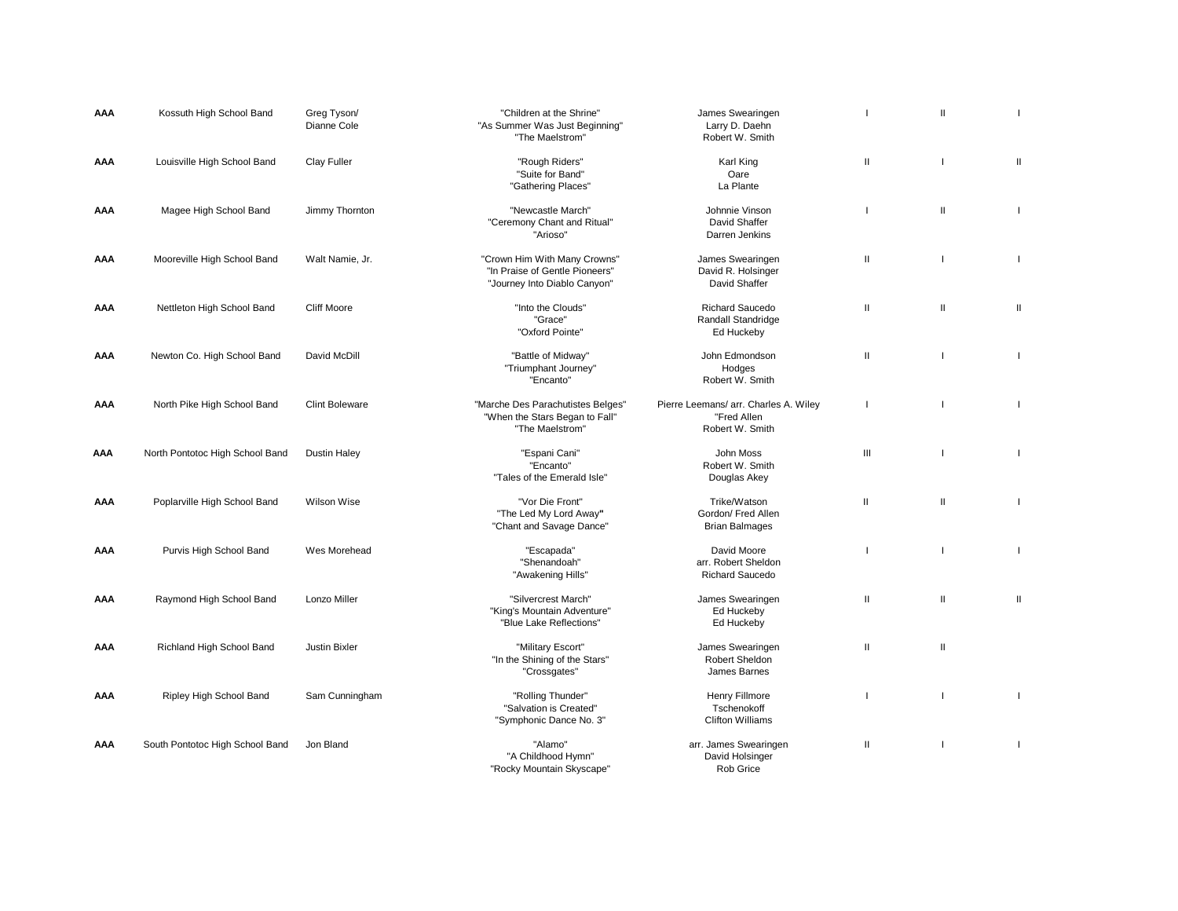| | | | | | | | |
|---|---|---|---|---|---|---|---|
| **AAA** | Kossuth High School Band | Greg Tyson/ Dianne Cole | "Children at the Shrine"<br>"As Summer Was Just Beginning"<br>"The Maelstrom" | James Swearingen<br>Larry D. Daehn<br>Robert W. Smith | I | II | I |
| **AAA** | Louisville High School Band | Clay Fuller | "Rough Riders"<br>"Suite for Band"<br>"Gathering Places" | Karl King<br>Oare<br>La Plante | II | I | II |
| **AAA** | Magee High School Band | Jimmy Thornton | "Newcastle March"<br>"Ceremony Chant and Ritual"<br>"Arioso" | Johnnie Vinson<br>David Shaffer<br>Darren Jenkins | I | II | I |
| **AAA** | Mooreville High School Band | Walt Namie, Jr. | "Crown Him With Many Crowns"<br>"In Praise of Gentle Pioneers"<br>"Journey Into Diablo Canyon" | James Swearingen<br>David R. Holsinger<br>David Shaffer | II | I | I |
| **AAA** | Nettleton High School Band | Cliff Moore | "Into the Clouds"<br>"Grace"<br>"Oxford Pointe" | Richard Saucedo<br>Randall Standridge<br>Ed Huckeby | II | II | II |
| **AAA** | Newton Co. High School Band | David McDill | "Battle of Midway"<br>"Triumphant Journey"<br>"Encanto" | John Edmondson<br>Hodges<br>Robert W. Smith | II | I | I |
| **AAA** | North Pike High School Band | Clint Boleware | "Marche Des Parachutistes Belges"<br>"When the Stars Began to Fall"<br>"The Maelstrom" | Pierre Leemans/ arr. Charles A. Wiley<br>"Fred Allen<br>Robert W. Smith | I | I | I |
| **AAA** | North Pontotoc High School Band | Dustin Haley | "Espani Cani"<br>"Encanto"<br>"Tales of the Emerald Isle" | John Moss<br>Robert W. Smith<br>Douglas Akey | III | I | I |
| **AAA** | Poplarville High School Band | Wilson Wise | "Vor Die Front"<br>"The Led My Lord Away"<br>"Chant and Savage Dance" | Trike/Watson<br>Gordon/ Fred Allen<br>Brian Balmages | II | II | I |
| **AAA** | Purvis High School Band | Wes Morehead | "Escapada"<br>"Shenandoah"<br>"Awakening Hills" | David Moore<br>arr. Robert Sheldon<br>Richard Saucedo | I | I | I |
| **AAA** | Raymond High School Band | Lonzo Miller | "Silvercrest March"<br>"King's Mountain Adventure"<br>"Blue Lake Reflections" | James Swearingen<br>Ed Huckeby<br>Ed Huckeby | II | II | II |
| **AAA** | Richland High School Band | Justin Bixler | "Military Escort"<br>"In the Shining of the Stars"<br>"Crossgates" | James Swearingen<br>Robert Sheldon<br>James Barnes | II | II | |
| **AAA** | Ripley High School Band | Sam Cunningham | "Rolling Thunder"<br>"Salvation is Created"<br>"Symphonic Dance No. 3" | Henry Fillmore<br>Tschenokoff<br>Clifton Williams | I | I | I |
| **AAA** | South Pontotoc High School Band | Jon Bland | "Alamo"<br>"A Childhood Hymn"<br>"Rocky Mountain Skyscape" | arr. James Swearingen<br>David Holsinger<br>Rob Grice | II | I | I |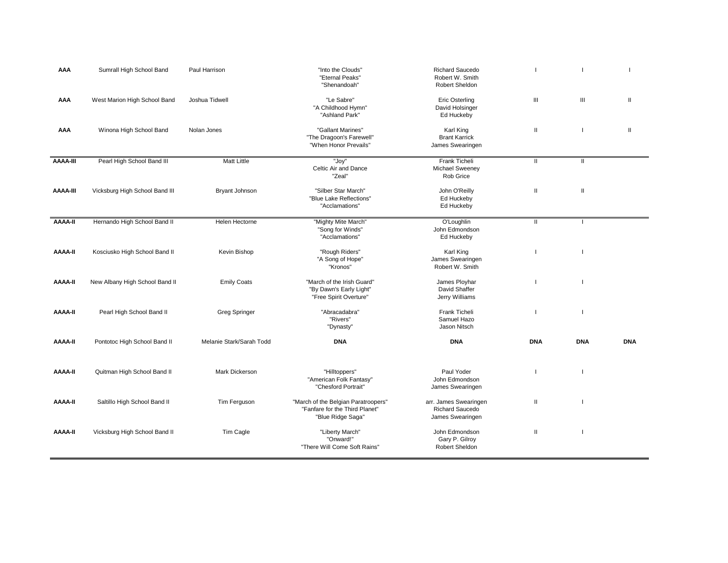| | | | | | | | |
|---|---|---|---|---|---|---|---|
| **AAA** | Sumrall High School Band | Paul Harrison | "Into the Clouds"<br>"Eternal Peaks"<br>"Shenandoah" | Richard Saucedo<br>Robert W. Smith<br>Robert Sheldon | I | I | I |
| **AAA** | West Marion High School Band | Joshua Tidwell | "Le Sabre"<br>"A Childhood Hymn"<br>"Ashland Park" | Eric Osterling<br>David Holsinger<br>Ed Huckeby | III | III | II |
| **AAA** | Winona High School Band | Nolan Jones | "Gallant Marines"<br>"The Dragoon's Farewell"<br>"When Honor Prevails" | Karl King<br>Brant Karrick<br>James Swearingen | II | I | II |
| **AAAA-III** | Pearl High School Band III | Matt Little | "Joy"<br>Celtic Air and Dance<br>"Zeal" | Frank Ticheli<br>Michael Sweeney<br>Rob Grice | II | II | |
| **AAAA-III** | Vicksburg High School Band III | Bryant Johnson | "Silber Star March"<br>"Blue Lake Reflections"<br>"Acclamations" | John O'Reilly<br>Ed Huckeby<br>Ed Huckeby | II | II | |
| **AAAA-II** | Hernando High School Band II | Helen Hectorne | "Mighty Mite March"<br>"Song for Winds"<br>"Acclamations" | O'Loughlin<br>John Edmondson<br>Ed Huckeby | II | I | |
| **AAAA-II** | Kosciusko High School Band II | Kevin Bishop | "Rough Riders"<br>"A Song of Hope"<br>"Kronos" | Karl King<br>James Swearingen<br>Robert W. Smith | I | I | |
| **AAAA-II** | New Albany High School Band II | Emily Coats | "March of the Irish Guard"<br>"By Dawn's Early Light"<br>"Free Spirit Overture" | James Ployhar<br>David Shaffer<br>Jerry Williams | I | I | |
| **AAAA-II** | Pearl High School Band II | Greg Springer | "Abracadabra"<br>"Rivers"<br>"Dynasty" | Frank Ticheli<br>Samuel Hazo<br>Jason Nitsch | I | I | |
| **AAAA-II** | Pontotoc High School Band II | Melanie Stark/Sarah Todd | **DNA** | **DNA** | **DNA** | **DNA** | **DNA** |
| **AAAA-II** | Quitman High School Band II | Mark Dickerson | "Hilltoppers"<br>"American Folk Fantasy"<br>"Chesford Portrait" | Paul Yoder<br>John Edmondson<br>James Swearingen | I | I | |
| **AAAA-II** | Saltillo High School Band II | Tim Ferguson | "March of the Belgian Paratroopers"<br>"Fanfare for the Third Planet"<br>"Blue Ridge Saga" | arr. James Swearingen<br>Richard Saucedo<br>James Swearingen | II | I | |
| **AAAA-II** | Vicksburg High School Band II | Tim Cagle | "Liberty March"<br>"Onward!"<br>"There Will Come Soft Rains" | John Edmondson<br>Gary P. Gilroy<br>Robert Sheldon | II | I | |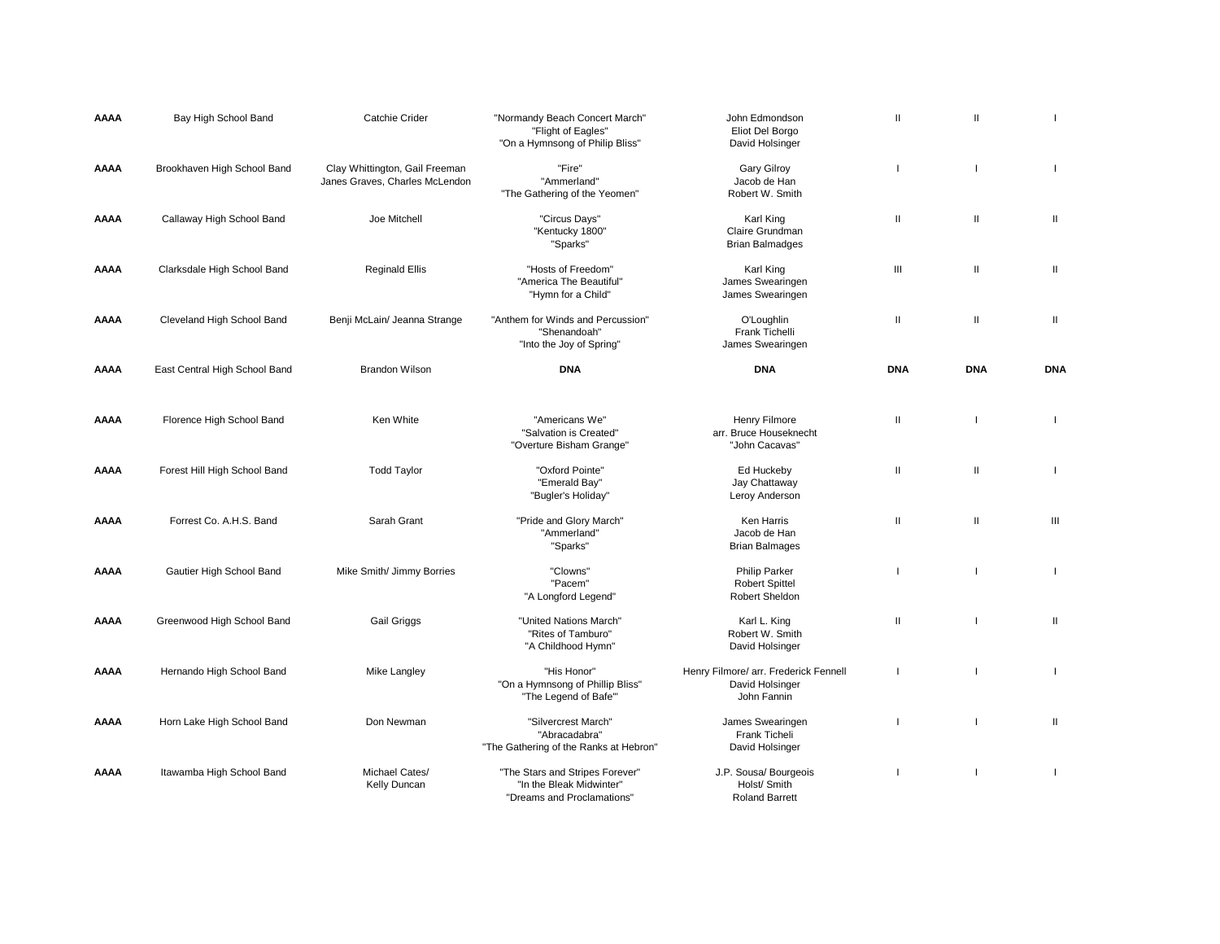| | | | | | | | |
|---|---|---|---|---|---|---|---|
| **AAAA** | Bay High School Band | Catchie Crider | "Normandy Beach Concert March"<br>"Flight of Eagles"<br>"On a Hymnsong of Philip Bliss" | John Edmondson<br>Eliot Del Borgo<br>David Holsinger | II | II | I |
| **AAAA** | Brookhaven High School Band | Clay Whittington, Gail Freeman<br>Janes Graves, Charles McLendon | "Fire"<br>"Ammerland"<br>"The Gathering of the Yeomen" | Gary Gilroy<br>Jacob de Han<br>Robert W. Smith | I | I | I |
| **AAAA** | Callaway High School Band | Joe Mitchell | "Circus Days"<br>"Kentucky 1800"<br>"Sparks" | Karl King<br>Claire Grundman<br>Brian Balmadges | II | II | II |
| **AAAA** | Clarksdale High School Band | Reginald Ellis | "Hosts of Freedom"<br>"America The Beautiful"<br>"Hymn for a Child" | Karl King<br>James Swearingen<br>James Swearingen | III | II | II |
| **AAAA** | Cleveland High School Band | Benji McLain/ Jeanna Strange | "Anthem for Winds and Percussion"<br>"Shenandoah"<br>"Into the Joy of Spring" | O'Loughlin<br>Frank Tichelli<br>James Swearingen | II | II | II |
| **AAAA** | East Central High School Band | Brandon Wilson | **DNA** | **DNA** | **DNA** | **DNA** | **DNA** |
| **AAAA** | Florence High School Band | Ken White | "Americans We"<br>"Salvation is Created"<br>"Overture Bisham Grange" | Henry Filmore<br>arr. Bruce Houseknecht<br>"John Cacavas" | II | I | I |
| **AAAA** | Forest Hill High School Band | Todd Taylor | "Oxford Pointe"<br>"Emerald Bay"<br>"Bugler's Holiday" | Ed Huckeby<br>Jay Chattaway<br>Leroy Anderson | II | II | I |
| **AAAA** | Forrest Co. A.H.S. Band | Sarah Grant | "Pride and Glory March"<br>"Ammerland"<br>"Sparks" | Ken Harris<br>Jacob de Han<br>Brian Balmages | II | II | III |
| **AAAA** | Gautier High School Band | Mike Smith/ Jimmy Borries | "Clowns"<br>"Pacem"<br>"A Longford Legend" | Philip Parker<br>Robert Spittel<br>Robert Sheldon | I | I | I |
| **AAAA** | Greenwood High School Band | Gail Griggs | "United Nations March"<br>"Rites of Tamburo"<br>"A Childhood Hymn" | Karl L. King<br>Robert W. Smith<br>David Holsinger | II | I | II |
| **AAAA** | Hernando High School Band | Mike Langley | "His Honor"<br>"On a Hymnsong of Phillip Bliss"<br>"The Legend of Bafe'" | Henry Filmore/ arr. Frederick Fennell<br>David Holsinger<br>John Fannin | I | I | I |
| **AAAA** | Horn Lake High School Band | Don Newman | "Silvercrest March"<br>"Abracadabra"<br>"The Gathering of the Ranks at Hebron" | James Swearingen<br>Frank Ticheli<br>David Holsinger | I | I | II |
| **AAAA** | Itawamba High School Band | Michael Cates/<br>Kelly Duncan | "The Stars and Stripes Forever"<br>"In the Bleak Midwinter"<br>"Dreams and Proclamations" | J.P. Sousa/ Bourgeois<br>Holst/ Smith<br>Roland Barrett | I | I | I |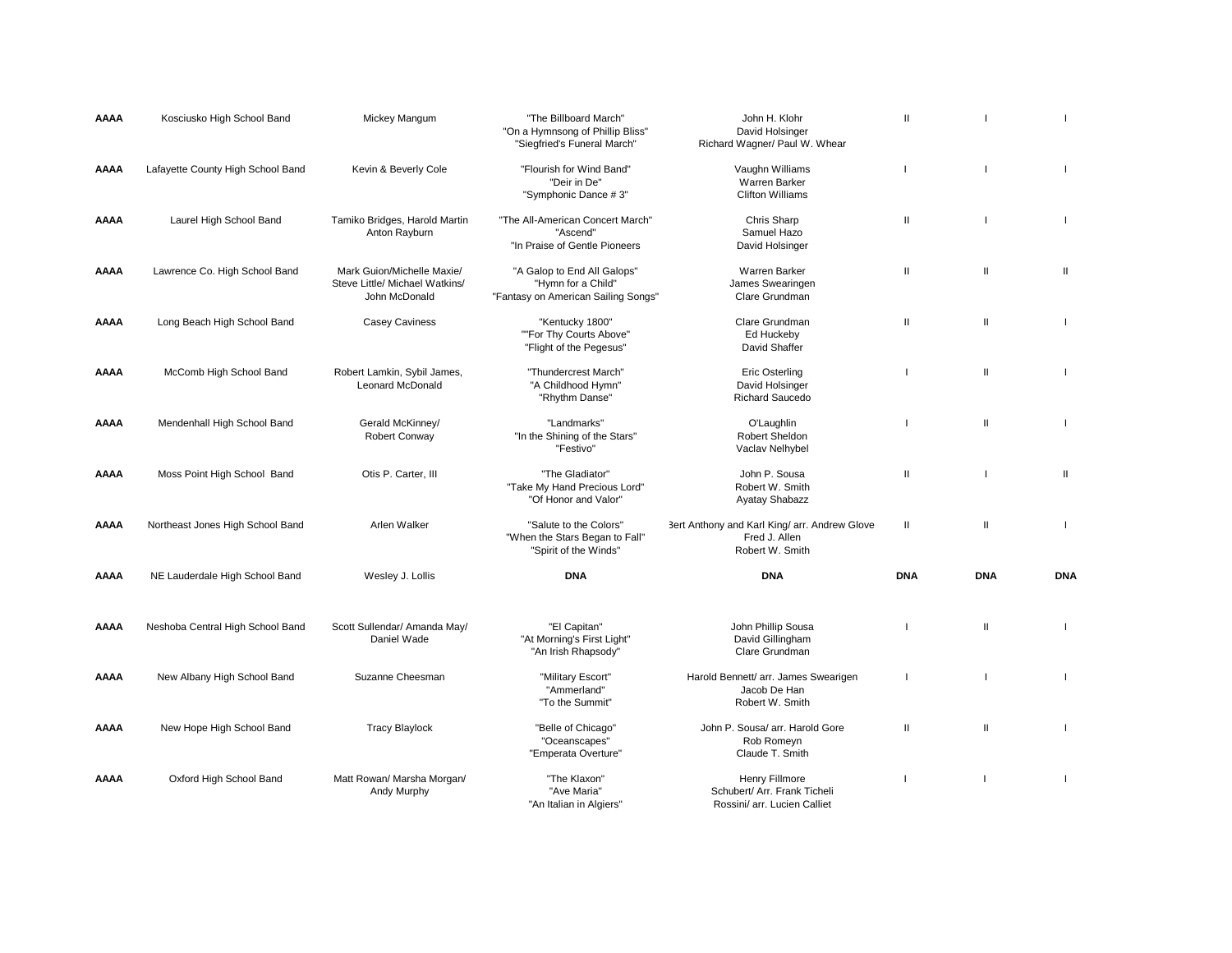| | | | | | | | |
|---|---|---|---|---|---|---|---|
| **AAAA** | Kosciusko High School Band | Mickey Mangum | "The Billboard March"<br>"On a Hymnsong of Phillip Bliss"<br>"Siegfried's Funeral March" | John H. Klohr<br>David Holsinger<br>Richard Wagner/ Paul W. Whear | II | I | I |
| **AAAA** | Lafayette County High School Band | Kevin & Beverly Cole | "Flourish for Wind Band"<br>"Deir in De"<br>"Symphonic Dance # 3" | Vaughn Williams<br>Warren Barker<br>Clifton Williams | I | I | I |
| **AAAA** | Laurel High School Band | Tamiko Bridges, Harold Martin<br>Anton Rayburn | "The All-American Concert March"<br>"Ascend"<br>"In Praise of Gentle Pioneers | Chris Sharp<br>Samuel Hazo<br>David Holsinger | II | I | I |
| **AAAA** | Lawrence Co. High School Band | Mark Guion/Michelle Maxie/<br>Steve Little/ Michael Watkins/<br>John McDonald | "A Galop to End All Galops"<br>"Hymn for a Child"<br>"Fantasy on American Sailing Songs" | Warren Barker<br>James Swearingen<br>Clare Grundman | II | II | II |
| **AAAA** | Long Beach High School Band | Casey Caviness | "Kentucky 1800"<br>""For Thy Courts Above"<br>"Flight of the Pegesus" | Clare Grundman<br>Ed Huckeby<br>David Shaffer | II | II | I |
| **AAAA** | McComb High School Band | Robert Lamkin, Sybil James,<br>Leonard McDonald | "Thundercrest March"<br>"A Childhood Hymn"<br>"Rhythm Danse" | Eric Osterling<br>David Holsinger<br>Richard Saucedo | I | II | I |
| **AAAA** | Mendenhall High School Band | Gerald McKinney/<br>Robert Conway | "Landmarks"<br>"In the Shining of the Stars"<br>"Festivo" | O'Laughlin<br>Robert Sheldon<br>Vaclav Nelhybel | I | II | I |
| **AAAA** | Moss Point High School Band | Otis P. Carter, III | "The Gladiator"<br>"Take My Hand Precious Lord"<br>"Of Honor and Valor" | John P. Sousa<br>Robert W. Smith<br>Ayatay Shabazz | II | I | II |
| **AAAA** | Northeast Jones High School Band | Arlen Walker | "Salute to the Colors"<br>"When the Stars Began to Fall"<br>"Spirit of the Winds" | Bert Anthony and Karl King/ arr. Andrew Glove<br>Fred J. Allen<br>Robert W. Smith | II | II | I |
| **AAAA** | NE Lauderdale High School Band | Wesley J. Lollis | **DNA** | **DNA** | **DNA** | **DNA** | **DNA** |
| **AAAA** | Neshoba Central High School Band | Scott Sullendar/ Amanda May/<br>Daniel Wade | "El Capitan"<br>"At Morning's First Light"<br>"An Irish Rhapsody" | John Phillip Sousa<br>David Gillingham<br>Clare Grundman | I | II | I |
| **AAAA** | New Albany High School Band | Suzanne Cheesman | "Military Escort"<br>"Ammerland"<br>"To the Summit" | Harold Bennett/ arr. James Swearigen<br>Jacob De Han<br>Robert W. Smith | I | I | I |
| **AAAA** | New Hope High School Band | Tracy Blaylock | "Belle of Chicago"<br>"Oceanscapes"<br>"Emperata Overture" | John P. Sousa/ arr. Harold Gore<br>Rob Romeyn<br>Claude T. Smith | II | II | I |
| **AAAA** | Oxford High School Band | Matt Rowan/ Marsha Morgan/<br>Andy Murphy | "The Klaxon"<br>"Ave Maria"<br>"An Italian in Algiers" | Henry Fillmore<br>Schubert/ Arr. Frank Ticheli<br>Rossini/ arr. Lucien Calliet | I | I | I |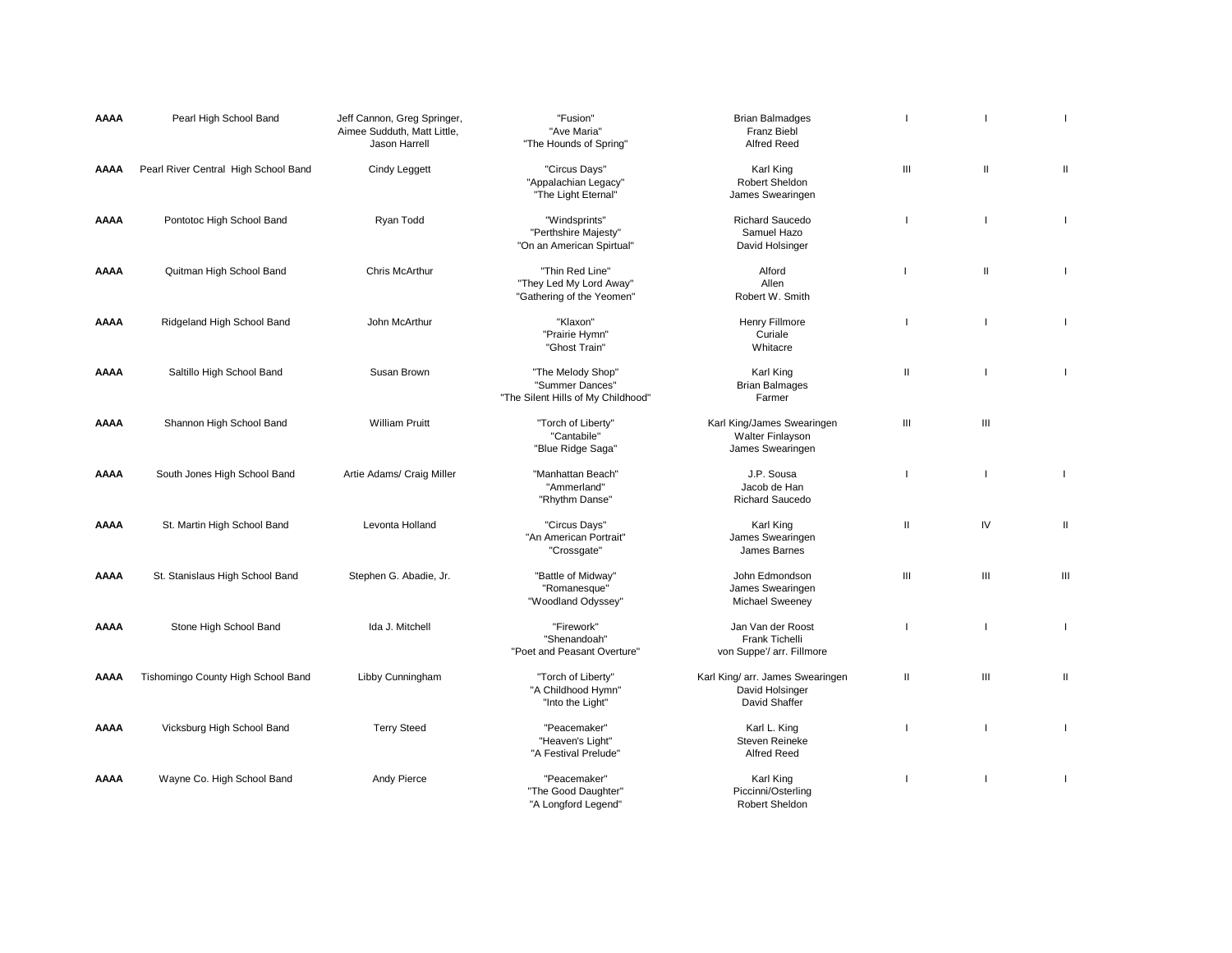| | | | | | | | |
|---|---|---|---|---|---|---|---|
| **AAAA** | Pearl High School Band | Jeff Cannon, Greg Springer, Aimee Sudduth, Matt Little, Jason Harrell | "Fusion"<br>"Ave Maria"<br>"The Hounds of Spring" | Brian Balmadges<br>Franz Biebl<br>Alfred Reed | I | I | I |
| **AAAA** | Pearl River Central High School Band | Cindy Leggett | "Circus Days"<br>"Appalachian Legacy"<br>"The Light Eternal" | Karl King<br>Robert Sheldon<br>James Swearingen | III | II | II |
| **AAAA** | Pontotoc High School Band | Ryan Todd | "Windsprints"<br>"Perthshire Majesty"<br>"On an American Spirtual" | Richard Saucedo<br>Samuel Hazo<br>David Holsinger | I | I | I |
| **AAAA** | Quitman High School Band | Chris McArthur | "Thin Red Line"<br>"They Led My Lord Away"<br>"Gathering of the Yeomen" | Alford<br>Allen<br>Robert W. Smith | I | II | I |
| **AAAA** | Ridgeland High School Band | John McArthur | "Klaxon"<br>"Prairie Hymn"<br>"Ghost Train" | Henry Fillmore<br>Curiale<br>Whitacre | I | I | I |
| **AAAA** | Saltillo High School Band | Susan Brown | "The Melody Shop"<br>"Summer Dances"<br>"The Silent Hills of My Childhood" | Karl King<br>Brian Balmages<br>Farmer | II | I | I |
| **AAAA** | Shannon High School Band | William Pruitt | "Torch of Liberty"<br>"Cantabile"<br>"Blue Ridge Saga" | Karl King/James Swearingen<br>Walter Finlayson<br>James Swearingen | III | III | |
| **AAAA** | South Jones High School Band | Artie Adams/ Craig Miller | "Manhattan Beach"<br>"Ammerland"<br>"Rhythm Danse" | J.P. Sousa<br>Jacob de Han<br>Richard Saucedo | I | I | I |
| **AAAA** | St. Martin High School Band | Levonta Holland | "Circus Days"<br>"An American Portrait"<br>"Crossgate" | Karl King<br>James Swearingen<br>James Barnes | II | IV | II |
| **AAAA** | St. Stanislaus High School Band | Stephen G. Abadie, Jr. | "Battle of Midway"<br>"Romanesque"<br>"Woodland Odyssey" | John Edmondson<br>James Swearingen<br>Michael Sweeney | III | III | III |
| **AAAA** | Stone High School Band | Ida J. Mitchell | "Firework"<br>"Shenandoah"<br>"Poet and Peasant Overture" | Jan Van der Roost<br>Frank Tichelli<br>von Suppe'/ arr. Fillmore | I | I | I |
| **AAAA** | Tishomingo County High School Band | Libby Cunningham | "Torch of Liberty"<br>"A Childhood Hymn"<br>"Into the Light" | Karl King/ arr. James Swearingen<br>David Holsinger<br>David Shaffer | II | III | II |
| **AAAA** | Vicksburg High School Band | Terry Steed | "Peacemaker"<br>"Heaven's Light"<br>"A Festival Prelude" | Karl L. King<br>Steven Reineke<br>Alfred Reed | I | I | I |
| **AAAA** | Wayne Co. High School Band | Andy Pierce | "Peacemaker"<br>"The Good Daughter"<br>"A Longford Legend" | Karl King<br>Piccinni/Osterling<br>Robert Sheldon | I | I | I |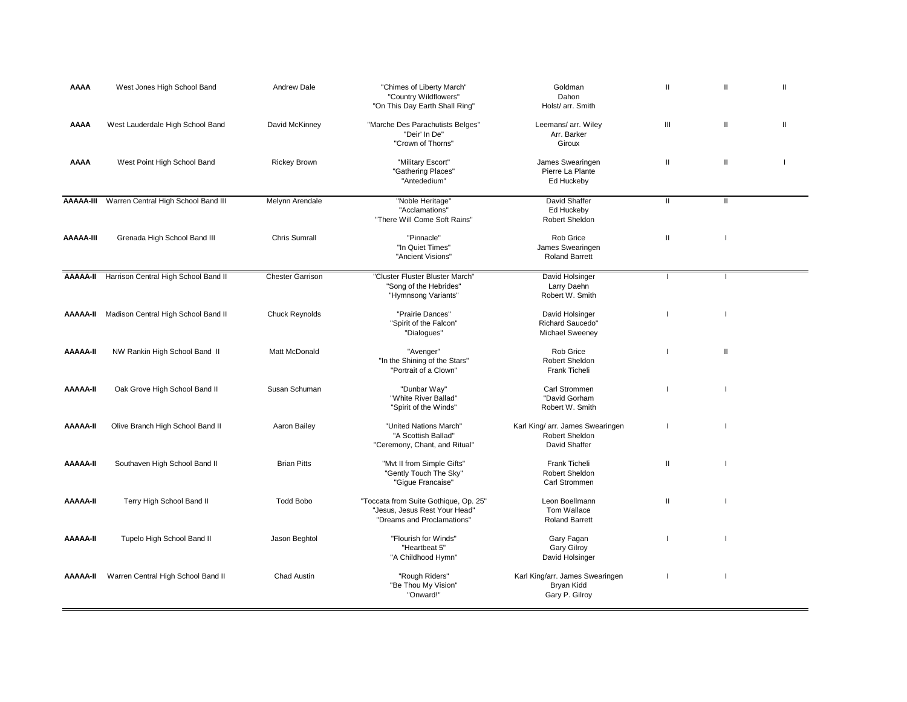| | | | | | | | |
|---|---|---|---|---|---|---|---|
| **AAAA** | West Jones High School Band | Andrew Dale | "Chimes of Liberty March"<br>"Country Wildflowers"<br>"On This Day Earth Shall Ring" | Goldman<br>Dahon<br>Holst/ arr. Smith | II | II | II |
| **AAAA** | West Lauderdale High School Band | David McKinney | "Marche Des Parachutists Belges"<br>"Deir' In De"<br>"Crown of Thorns" | Leemans/ arr. Wiley<br>Arr. Barker<br>Giroux | III | II | II |
| **AAAA** | West Point High School Band | Rickey Brown | "Military Escort"<br>"Gathering Places"<br>"Antededium" | James Swearingen<br>Pierre La Plante<br>Ed Huckeby | II | II | I |
| **AAAAA-III** | Warren Central High School Band III | Melynn Arendale | "Noble Heritage"<br>"Acclamations"<br>"There Will Come Soft Rains" | David Shaffer<br>Ed Huckeby<br>Robert Sheldon | II | II | |
| **AAAAA-III** | Grenada High School Band III | Chris Sumrall | "Pinnacle"<br>"In Quiet Times"<br>"Ancient Visions" | Rob Grice<br>James Swearingen<br>Roland Barrett | II | I | |
| **AAAAA-II** | Harrison Central High School Band II | Chester Garrison | "Cluster Fluster Bluster March"<br>"Song of the Hebrides"<br>"Hymnsong Variants" | David Holsinger<br>Larry Daehn<br>Robert W. Smith | I | I | |
| **AAAAA-II** | Madison Central High School Band II | Chuck Reynolds | "Prairie Dances"<br>"Spirit of the Falcon"<br>"Dialogues" | David Holsinger<br>Richard Saucedo"<br>Michael Sweeney | I | I | |
| **AAAAA-II** | NW Rankin High School Band II | Matt McDonald | "Avenger"<br>"In the Shining of the Stars"<br>"Portrait of a Clown" | Rob Grice<br>Robert Sheldon<br>Frank Ticheli | I | II | |
| **AAAAA-II** | Oak Grove High School Band II | Susan Schuman | "Dunbar Way"<br>"White River Ballad"<br>"Spirit of the Winds" | Carl Strommen<br>"David Gorham<br>Robert W. Smith | I | I | |
| **AAAAA-II** | Olive Branch High School Band II | Aaron Bailey | "United Nations March"<br>"A Scottish Ballad"<br>"Ceremony, Chant, and Ritual" | Karl King/ arr. James Swearingen<br>Robert Sheldon<br>David Shaffer | I | I | |
| **AAAAA-II** | Southaven High School Band II | Brian Pitts | "Mvt II from Simple Gifts"<br>"Gently Touch The Sky"<br>"Gigue Francaise" | Frank Ticheli<br>Robert Sheldon<br>Carl Strommen | II | I | |
| **AAAAA-II** | Terry High School Band II | Todd Bobo | "Toccata from Suite Gothique, Op. 25"<br>"Jesus, Jesus Rest Your Head"<br>"Dreams and Proclamations" | Leon Boellmann<br>Tom Wallace<br>Roland Barrett | II | I | |
| **AAAAA-II** | Tupelo High School Band II | Jason Beghtol | "Flourish for Winds"<br>"Heartbeat 5"<br>"A Childhood Hymn" | Gary Fagan<br>Gary Gilroy<br>David Holsinger | I | I | |
| **AAAAA-II** | Warren Central High School Band II | Chad Austin | "Rough Riders"<br>"Be Thou My Vision"<br>"Onward!" | Karl King/arr. James Swearingen<br>Bryan Kidd<br>Gary P. Gilroy | I | I | |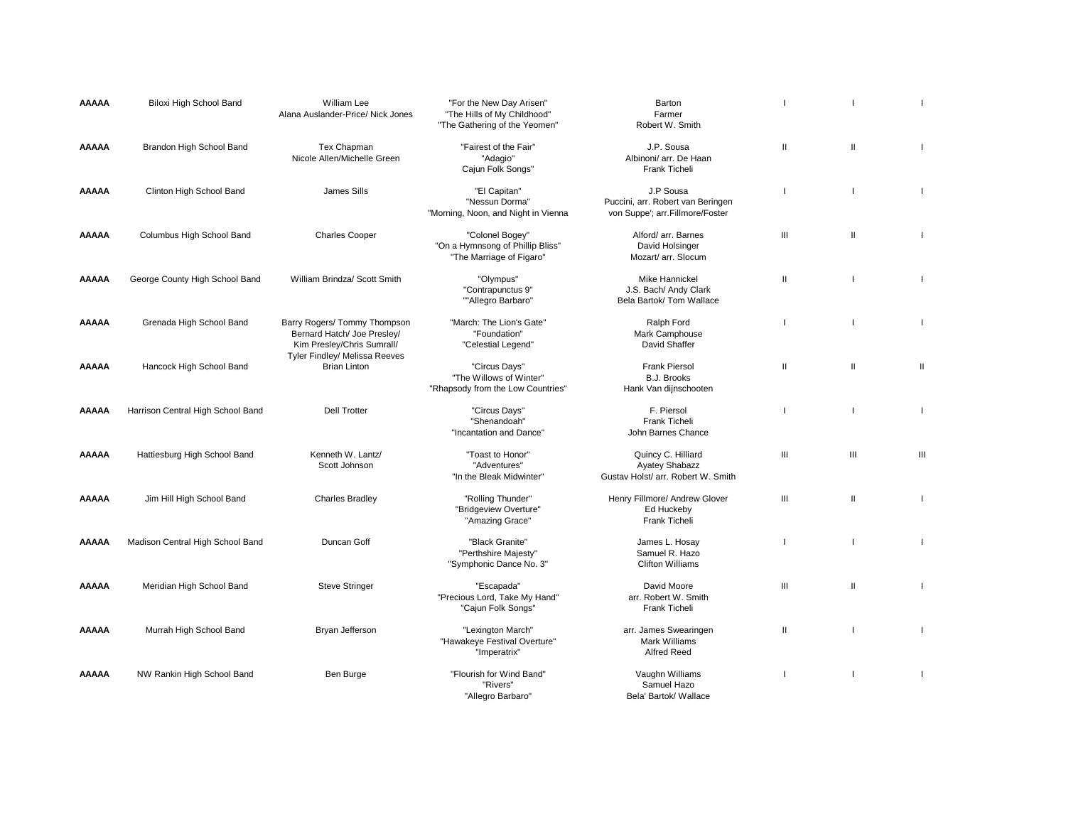| | | | | | | | |
|---|---|---|---|---|---|---|---|
| **AAAAA** | Biloxi High School Band | William Lee<br>Alana Auslander-Price/ Nick Jones | "For the New Day Arisen"<br>"The Hills of My Childhood"<br>"The Gathering of the Yeomen" | Barton<br>Farmer<br>Robert W. Smith | I | I | I |
| **AAAAA** | Brandon High School Band | Tex Chapman<br>Nicole Allen/Michelle Green | "Fairest of the Fair"<br>"Adagio"<br>Cajun Folk Songs" | J.P. Sousa<br>Albinoni/ arr. De Haan<br>Frank Ticheli | II | II | I |
| **AAAAA** | Clinton High School Band | James Sills | "El Capitan"<br>"Nessun Dorma"<br>"Morning, Noon, and Night in Vienna | J.P Sousa<br>Puccini, arr. Robert van Beringen<br>von Suppe'; arr.Fillmore/Foster | I | I | I |
| **AAAAA** | Columbus High School Band | Charles Cooper | "Colonel Bogey"<br>"On a Hymnsong of Phillip Bliss"<br>"The Marriage of Figaro" | Alford/ arr. Barnes<br>David Holsinger<br>Mozart/ arr. Slocum | III | II | I |
| **AAAAA** | George County High School Band | William Brindza/ Scott Smith | "Olympus"<br>"Contrapunctus 9"<br>""Allegro Barbaro" | Mike Hannickel<br>J.S. Bach/ Andy Clark<br>Bela Bartok/ Tom Wallace | II | I | I |
| **AAAAA** | Grenada High School Band | Barry Rogers/ Tommy Thompson<br>Bernard Hatch/ Joe Presley/<br>Kim Presley/Chris Sumrall/<br>Tyler Findley/ Melissa Reeves | "March: The Lion's Gate"<br>"Foundation"<br>"Celestial Legend" | Ralph Ford<br>Mark Camphouse<br>David Shaffer | I | I | I |
| **AAAAA** | Hancock High School Band | Brian Linton | "Circus Days"<br>"The Willows of Winter"<br>"Rhapsody from the Low Countries" | Frank Piersol<br>B.J. Brooks<br>Hank Van dijnschooten | II | II | II |
| **AAAAA** | Harrison Central High School Band | Dell Trotter | "Circus Days"<br>"Shenandoah"<br>"Incantation and Dance" | F. Piersol<br>Frank Ticheli<br>John Barnes Chance | I | I | I |
| **AAAAA** | Hattiesburg High School Band | Kenneth W. Lantz/<br>Scott Johnson | "Toast to Honor"<br>"Adventures"<br>"In the Bleak Midwinter" | Quincy C. Hilliard<br>Ayatey Shabazz<br>Gustav Holst/ arr. Robert W. Smith | III | III | III |
| **AAAAA** | Jim Hill High School Band | Charles Bradley | "Rolling Thunder"<br>"Bridgeview Overture"<br>"Amazing Grace" | Henry Fillmore/ Andrew Glover<br>Ed Huckeby<br>Frank Ticheli | III | II | I |
| **AAAAA** | Madison Central High School Band | Duncan Goff | "Black Granite"<br>"Perthshire Majesty"<br>"Symphonic Dance No. 3" | James L. Hosay<br>Samuel R. Hazo<br>Clifton Williams | I | I | I |
| **AAAAA** | Meridian High School Band | Steve Stringer | "Escapada"<br>"Precious Lord, Take My Hand"<br>"Cajun Folk Songs" | David Moore<br>arr. Robert W. Smith<br>Frank Ticheli | III | II | I |
| **AAAAA** | Murrah High School Band | Bryan Jefferson | "Lexington March"<br>"Hawakeye Festival Overture"<br>"Imperatrix" | arr. James Swearingen<br>Mark Williams<br>Alfred Reed | II | I | I |
| **AAAAA** | NW Rankin High School Band | Ben Burge | "Flourish for Wind Band"<br>"Rivers"<br>"Allegro Barbaro" | Vaughn Williams<br>Samuel Hazo<br>Bela' Bartok/ Wallace | I | I | I |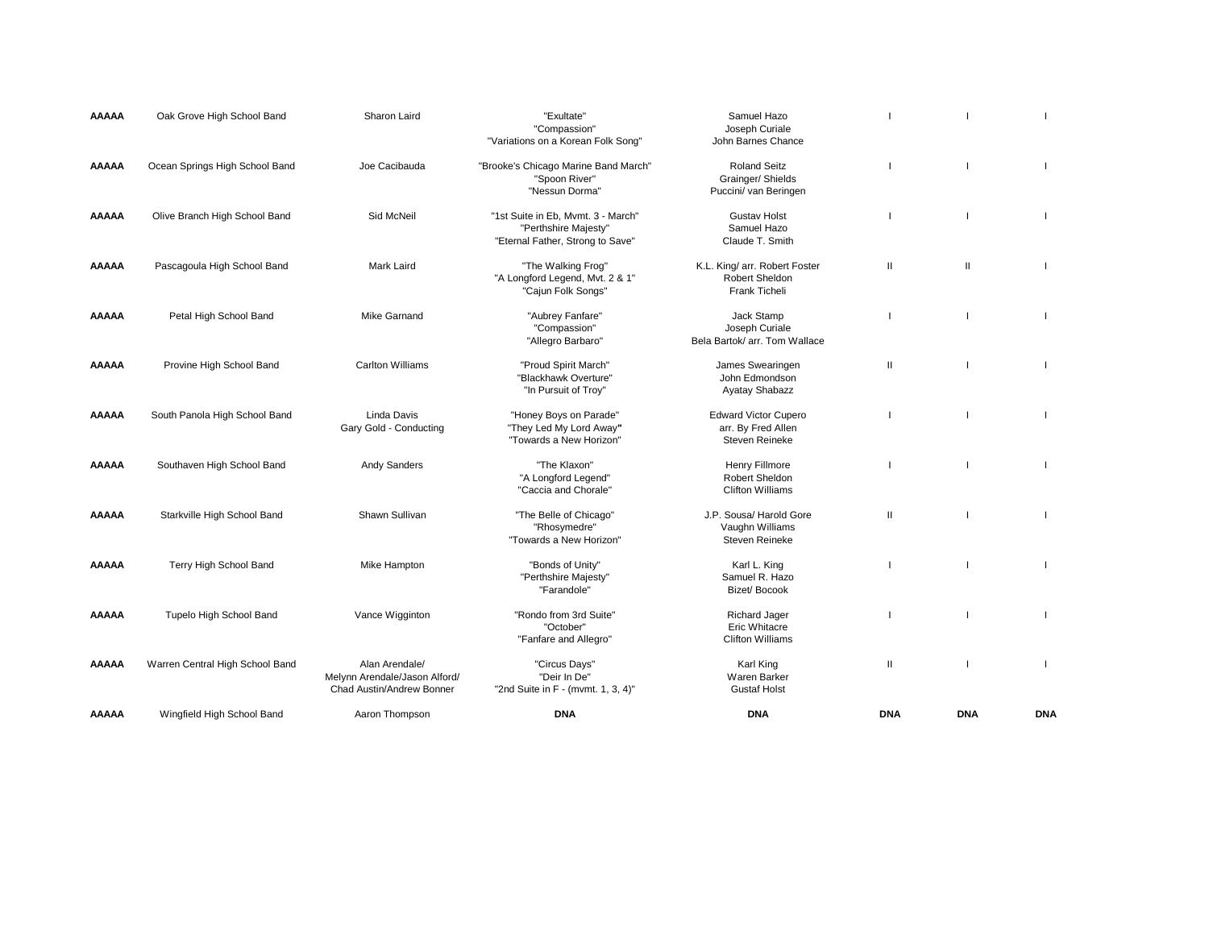| | | | | | | | |
|---|---|---|---|---|---|---|---|
| **AAAAA** | Oak Grove High School Band | Sharon Laird | "Exultate"<br>"Compassion"<br>"Variations on a Korean Folk Song" | Samuel Hazo<br>Joseph Curiale<br>John Barnes Chance | I | I | I |
| **AAAAA** | Ocean Springs High School Band | Joe Cacibauda | "Brooke's Chicago Marine Band March"<br>"Spoon River"<br>"Nessun Dorma" | Roland Seitz<br>Grainger/ Shields<br>Puccini/ van Beringen | I | I | I |
| **AAAAA** | Olive Branch High School Band | Sid McNeil | "1st Suite in Eb, Mvmt. 3 - March"<br>"Perthshire Majesty"<br>"Eternal Father, Strong to Save" | Gustav Holst<br>Samuel Hazo<br>Claude T. Smith | I | I | I |
| **AAAAA** | Pascagoula High School Band | Mark Laird | "The Walking Frog"<br>"A Longford Legend, Mvt. 2 & 1"<br>"Cajun Folk Songs" | K.L. King/ arr. Robert Foster<br>Robert Sheldon<br>Frank Ticheli | II | II | I |
| **AAAAA** | Petal High School Band | Mike Garnand | "Aubrey Fanfare"<br>"Compassion"<br>"Allegro Barbaro" | Jack Stamp<br>Joseph Curiale<br>Bela Bartok/ arr. Tom Wallace | I | I | I |
| **AAAAA** | Provine High School Band | Carlton Williams | "Proud Spirit March"<br>"Blackhawk Overture"<br>"In Pursuit of Troy" | James Swearingen<br>John Edmondson<br>Ayatay Shabazz | II | I | I |
| **AAAAA** | South Panola High School Band | Linda Davis<br>Gary Gold - Conducting | "Honey Boys on Parade"<br>"They Led My Lord Away"<br>"Towards a New Horizon" | Edward Victor Cupero<br>arr. By Fred Allen<br>Steven Reineke | I | I | I |
| **AAAAA** | Southaven High School Band | Andy Sanders | "The Klaxon"<br>"A Longford Legend"<br>"Caccia and Chorale" | Henry Fillmore<br>Robert Sheldon<br>Clifton Williams | I | I | I |
| **AAAAA** | Starkville High School Band | Shawn Sullivan | "The Belle of Chicago"<br>"Rhosymedre"<br>"Towards a New Horizon" | J.P. Sousa/ Harold Gore<br>Vaughn Williams<br>Steven Reineke | II | I | I |
| **AAAAA** | Terry High School Band | Mike Hampton | "Bonds of Unity"<br>"Perthshire Majesty"<br>"Farandole" | Karl L. King<br>Samuel R. Hazo<br>Bizet/ Bocook | I | I | I |
| **AAAAA** | Tupelo High School Band | Vance Wigginton | "Rondo from 3rd Suite"<br>"October"<br>"Fanfare and Allegro" | Richard Jager<br>Eric Whitacre<br>Clifton Williams | I | I | I |
| **AAAAA** | Warren Central High School Band | Alan Arendale/<br>Melynn Arendale/Jason Alford/<br>Chad Austin/Andrew Bonner | "Circus Days"<br>"Deir In De"<br>"2nd Suite in F - (mvmt. 1, 3, 4)" | Karl King<br>Waren Barker<br>Gustaf Holst | II | I | I |
| **AAAAA** | Wingfield High School Band | Aaron Thompson | **DNA** | **DNA** | **DNA** | **DNA** | **DNA** |